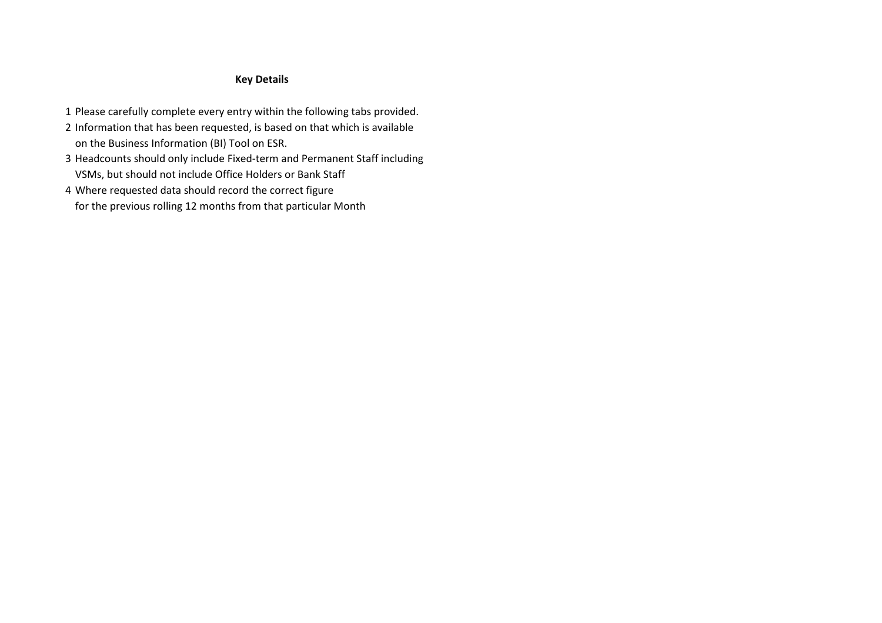**Key Details**

1. Please carefully complete every entry within the following tabs provided.
2. Information that has been requested, is based on that which is available on the Business Information (BI) Tool on ESR.
3. Headcounts should only include Fixed-term and Permanent Staff including VSMs, but should not include Office Holders or Bank Staff
4. Where requested data should record the correct figure for the previous rolling 12 months from that particular Month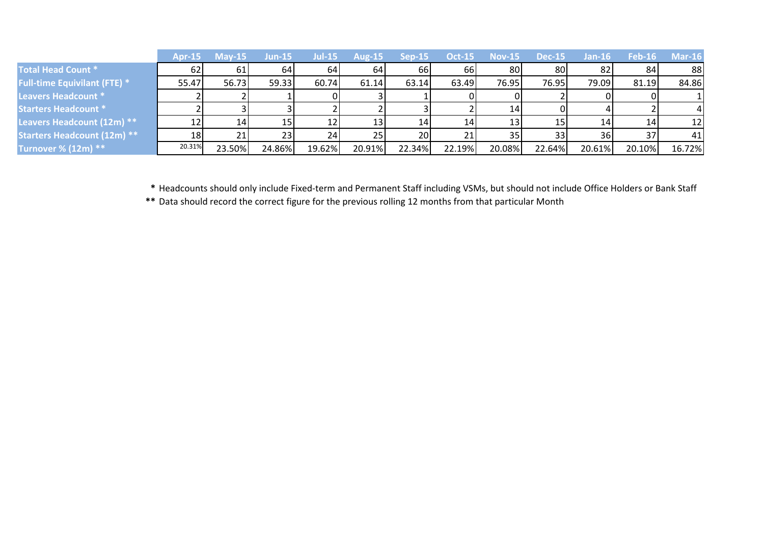| | Apr-15 | May-15 | Jun-15 | Jul-15 | Aug-15 | Sep-15 | Oct-15 | Nov-15 | Dec-15 | Jan-16 | Feb-16 | Mar-16 |
|---|---|---|---|---|---|---|---|---|---|---|---|---|
| **Total Head Count *** | 62 | 61 | 64 | 64 | 64 | 66 | 66 | 80 | 80 | 82 | 84 | 88 |
| **Full-time Equivilant (FTE) *** | 55.47 | 56.73 | 59.33 | 60.74 | 61.14 | 63.14 | 63.49 | 76.95 | 76.95 | 79.09 | 81.19 | 84.86 |
| **Leavers Headcount *** | 2 | 2 | 1 | 0 | 3 | 1 | 0 | 0 | 2 | 0 | 0 | 1 |
| **Starters Headcount *** | 2 | 3 | 3 | 2 | 2 | 3 | 2 | 14 | 0 | 4 | 2 | 4 |
| **Leavers Headcount (12m) **** | 12 | 14 | 15 | 12 | 13 | 14 | 14 | 13 | 15 | 14 | 14 | 12 |
| **Starters Headcount (12m) **** | 18 | 21 | 23 | 24 | 25 | 20 | 21 | 35 | 33 | 36 | 37 | 41 |
| **Turnover % (12m) **** | 20.31% | 23.50% | 24.86% | 19.62% | 20.91% | 22.34% | 22.19% | 20.08% | 22.64% | 20.61% | 20.10% | 16.72% |

**\*** Headcounts should only include Fixed-term and Permanent Staff including VSMs, but should not include Office Holders or Bank Staff

**\*\*** Data should record the correct figure for the previous rolling 12 months from that particular Month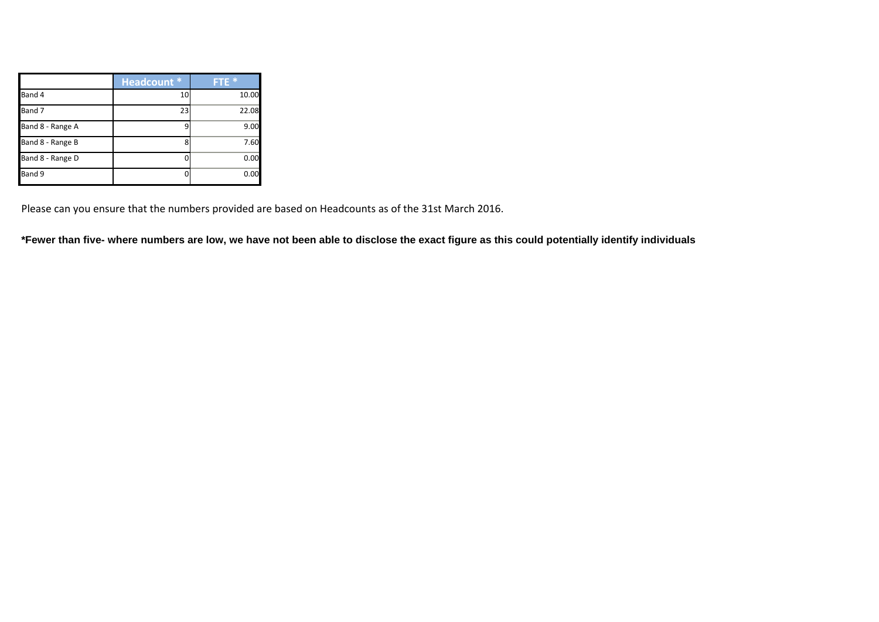| | Headcount * | FTE * |
|---|---|---|
| Band 4 | 10 | 10.00 |
| Band 7 | 23 | 22.08 |
| Band 8 - Range A | 9 | 9.00 |
| Band 8 - Range B | 8 | 7.60 |
| Band 8 - Range D | 0 | 0.00 |
| Band 9 | 0 | 0.00 |

Please can you ensure that the numbers provided are based on Headcounts as of the 31st March 2016.

**\*Fewer than five- where numbers are low, we have not been able to disclose the exact figure as this could potentially identify individuals**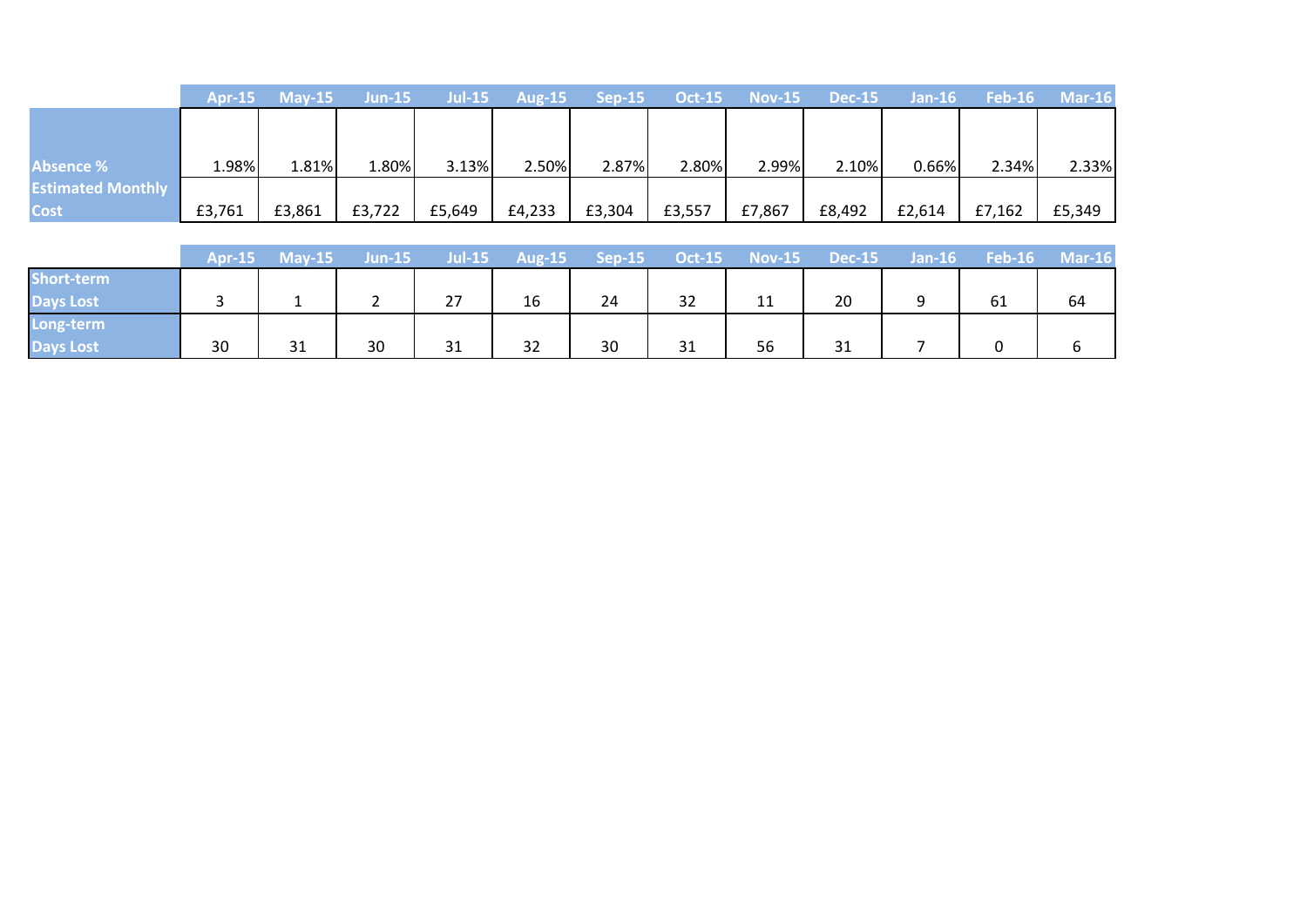| | Apr-15 | May-15 | Jun-15 | Jul-15 | Aug-15 | Sep-15 | Oct-15 | Nov-15 | Dec-15 | Jan-16 | Feb-16 | Mar-16 |
|---|---|---|---|---|---|---|---|---|---|---|---|---|
| **Absence %** | 1.98% | 1.81% | 1.80% | 3.13% | 2.50% | 2.87% | 2.80% | 2.99% | 2.10% | 0.66% | 2.34% | 2.33% |
| **Estimated Monthly Cost** | £3,761 | £3,861 | £3,722 | £5,649 | £4,233 | £3,304 | £3,557 | £7,867 | £8,492 | £2,614 | £7,162 | £5,349 |

| | Apr-15 | May-15 | Jun-15 | Jul-15 | Aug-15 | Sep-15 | Oct-15 | Nov-15 | Dec-15 | Jan-16 | Feb-16 | Mar-16 |
|---|---|---|---|---|---|---|---|---|---|---|---|---|
| **Short-term Days Lost** | 3 | 1 | 2 | 27 | 16 | 24 | 32 | 11 | 20 | 9 | 61 | 64 |
| **Long-term Days Lost** | 30 | 31 | 30 | 31 | 32 | 30 | 31 | 56 | 31 | 7 | 0 | 6 |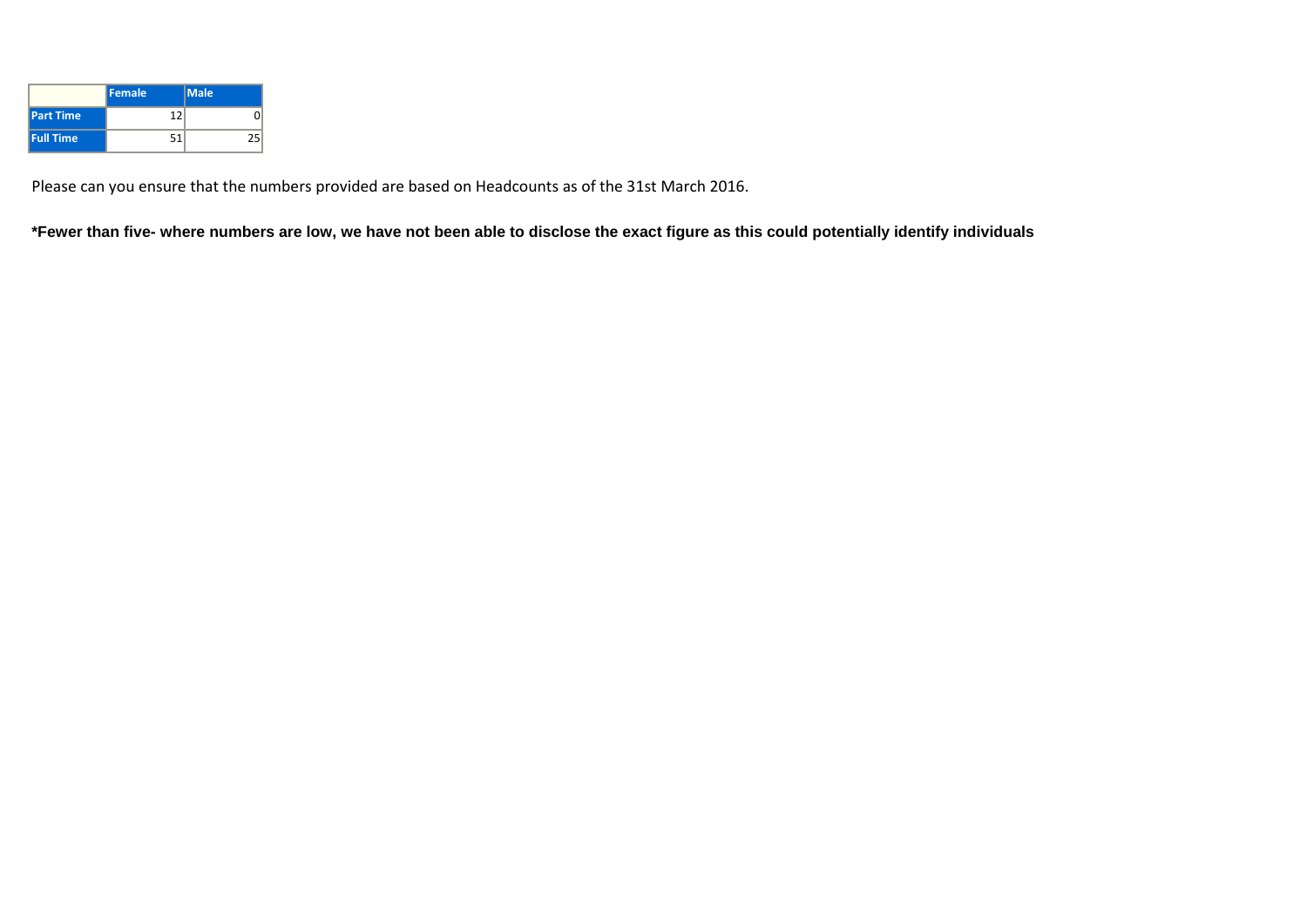| | Female | Male |
|---|---|---|
| Part Time | 12 | 0 |
| Full Time | 51 | 25 |

Please can you ensure that the numbers provided are based on Headcounts as of the 31st March 2016.

**\*Fewer than five- where numbers are low, we have not been able to disclose the exact figure as this could potentially identify individuals**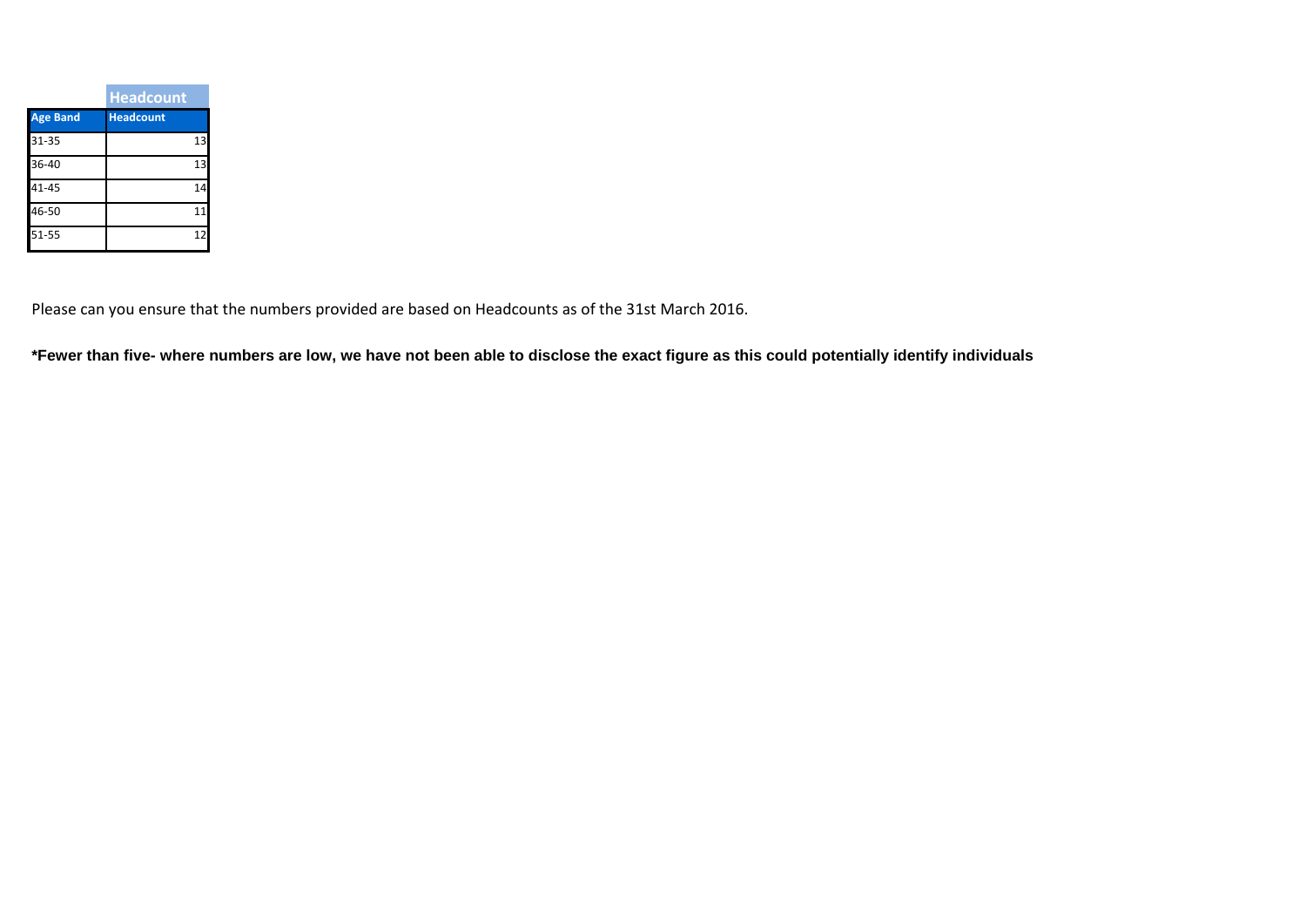| | Headcount |
|---|---|
| **Age Band** | **Headcount** |
| 31-35 | 13 |
| 36-40 | 13 |
| 41-45 | 14 |
| 46-50 | 11 |
| 51-55 | 12 |

Please can you ensure that the numbers provided are based on Headcounts as of the 31st March 2016.

**\*Fewer than five- where numbers are low, we have not been able to disclose the exact figure as this could potentially identify individuals**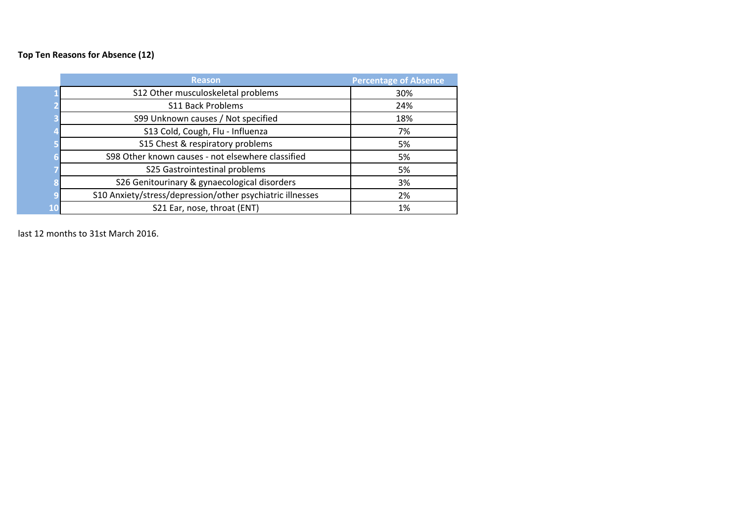**Top Ten Reasons for Absence (12)**

| | Reason | Percentage of Absence |
|---|---|---|
| 1 | S12 Other musculoskeletal problems | 30% |
| 2 | S11 Back Problems | 24% |
| 3 | S99 Unknown causes / Not specified | 18% |
| 4 | S13 Cold, Cough, Flu - Influenza | 7% |
| 5 | S15 Chest & respiratory problems | 5% |
| 6 | S98 Other known causes - not elsewhere classified | 5% |
| 7 | S25 Gastrointestinal problems | 5% |
| 8 | S26 Genitourinary & gynaecological disorders | 3% |
| 9 | S10 Anxiety/stress/depression/other psychiatric illnesses | 2% |
| 10 | S21 Ear, nose, throat (ENT) | 1% |

last 12 months to 31st March 2016.